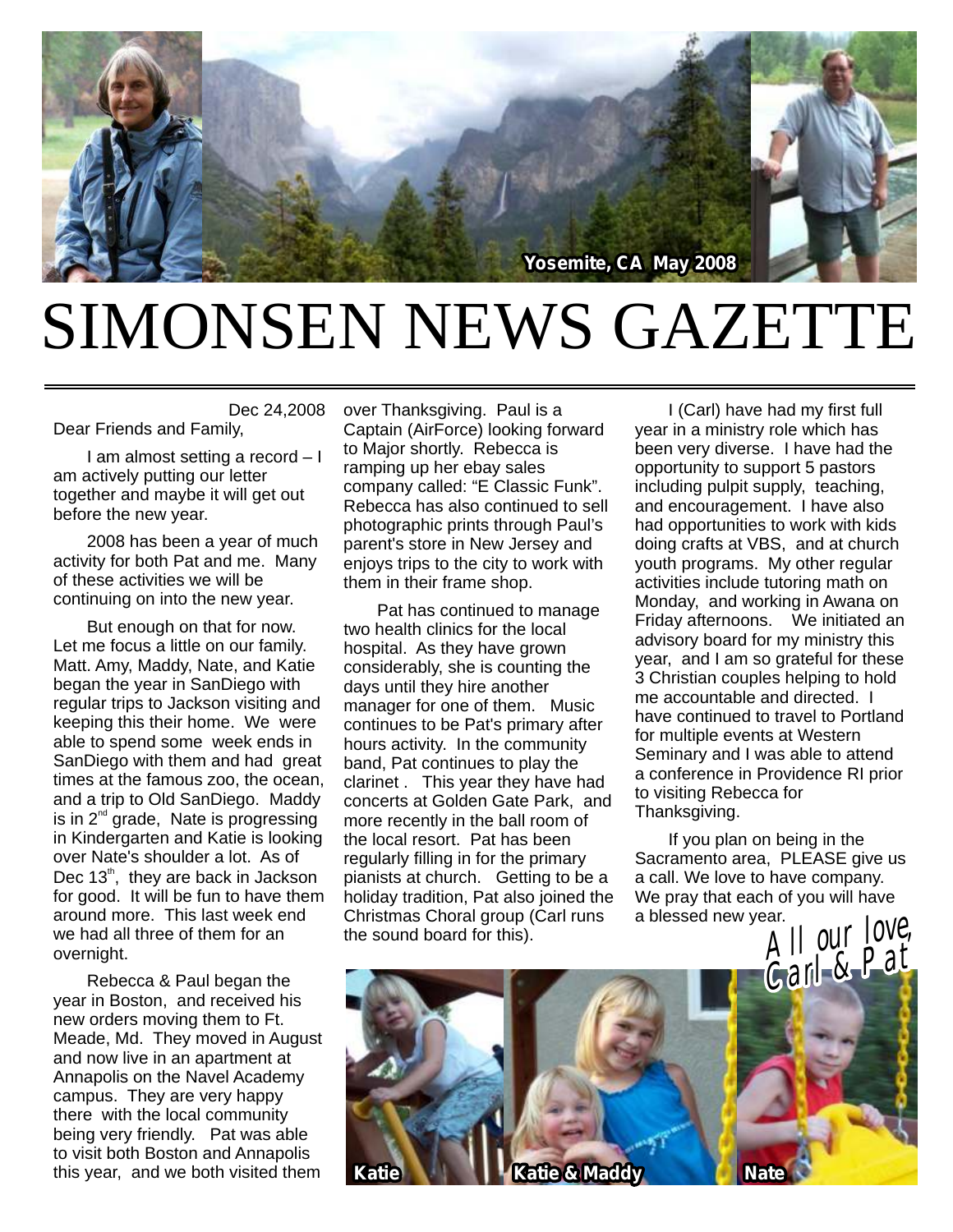Yosemite, CA May 2008

# SIMONSEN NEWS GAZETTE

Dec 24,2008

Dear Friends and Family,

I am almost setting a record – I am actively putting our letter together and maybe it will get out before the new year.

2008 has been a year of much activity for both Pat and me. Many of these activities we will be continuing on into the new year.

But enough on that for now. Let me focus a little on our family. Matt. Amy, Maddy, Nate, and Katie began the year in SanDiego with regular trips to Jackson visiting and keeping this their home. We were able to spend some week ends in SanDiego with them and had great times at the famous zoo, the ocean, and a trip to Old SanDiego. Maddy is in 2nd grade, Nate is progressing in Kindergarten and Katie is looking over Nate's shoulder a lot. As of Dec 13th, they are back in Jackson for good. It will be fun to have them around more. This last week end we had all three of them for an overnight.

Rebecca & Paul began the year in Boston, and received his new orders moving them to Ft. Meade, Md. They moved in August and now live in an apartment at Annapolis on the Navel Academy campus. They are very happy there with the local community being very friendly. Pat was able to visit both Boston and Annapolis this year, and we both visited them over Thanksgiving. Paul is a Captain (AirForce) looking forward to Major shortly. Rebecca is ramping up her ebay sales company called: "E Classic Funk". Rebecca has also continued to sell photographic prints through Paul's parent's store in New Jersey and enjoys trips to the city to work with them in their frame shop.

Pat has continued to manage two health clinics for the local hospital. As they have grown considerably, she is counting the days until they hire another manager for one of them. Music continues to be Pat's primary after hours activity. In the community band, Pat continues to play the clarinet . This year they have had concerts at Golden Gate Park, and more recently in the ball room of the local resort. Pat has been regularly filling in for the primary pianists at church. Getting to be a holiday tradition, Pat also joined the Christmas Choral group (Carl runs the sound board for this).

I (Carl) have had my first full year in a ministry role which has been very diverse. I have had the opportunity to support 5 pastors including pulpit supply, teaching, and encouragement. I have also had opportunities to work with kids doing crafts at VBS, and at church youth programs. My other regular activities include tutoring math on Monday, and working in Awana on Friday afternoons. We initiated an advisory board for my ministry this year, and I am so grateful for these 3 Christian couples helping to hold me accountable and directed. I have continued to travel to Portland for multiple events at Western Seminary and I was able to attend a conference in Providence RI prior to visiting Rebecca for Thanksgiving.

If you plan on being in the Sacramento area, PLEASE give us a call. We love to have company. We pray that each of you will have a blessed new year.

All our love,
Carl & Pat

Katie | Katie & Maddy | Nate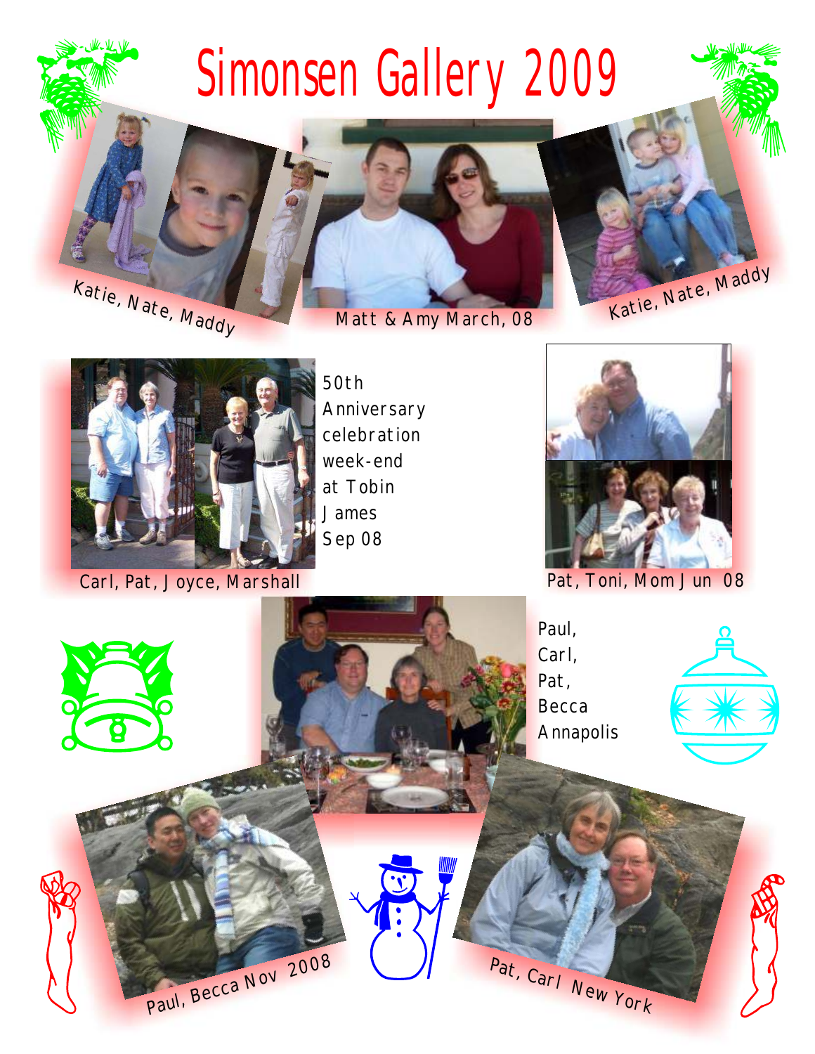# Simonsen Gallery 2009

Katie, Nate, Maddy

Matt & Amy March, 08

Katie, Nate, Maddy

50th Anniversary celebration week-end at Tobin James Sep 08

Carl, Pat, Joyce, Marshall

Pat, Toni, Mom Jun 08

Paul, Carl, Pat, Becca Annapolis

Paul, Becca Nov 2008

Pat, Carl New York